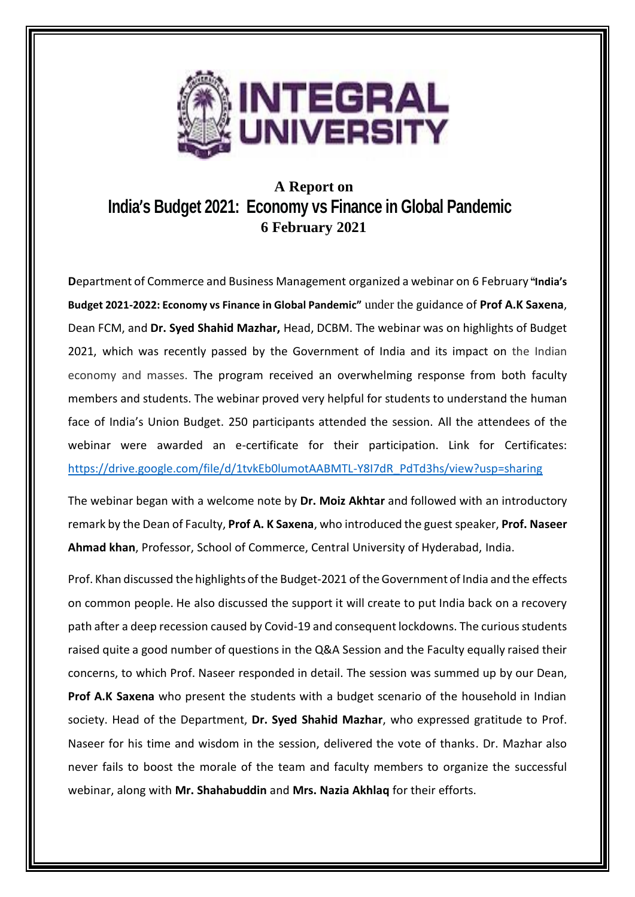# INTEGRAL UNIVERSITY

## A Report on
## India's Budget 2021: Economy vs Finance in Global Pandemic
### 6 February 2021

**D**epartment of Commerce and Business Management organized a webinar on 6 February **"India's Budget 2021-2022: Economy vs Finance in Global Pandemic"** under the guidance of **Prof A.K Saxena**, Dean FCM, and **Dr. Syed Shahid Mazhar,** Head, DCBM. The webinar was on highlights of Budget 2021, which was recently passed by the Government of India and its impact on the Indian economy and masses. The program received an overwhelming response from both faculty members and students. The webinar proved very helpful for students to understand the human face of India's Union Budget. 250 participants attended the session. All the attendees of the webinar were awarded an e-certificate for their participation. Link for Certificates: https://drive.google.com/file/d/1tvkEb0lumotAABMTL-Y8I7dR_PdTd3hs/view?usp=sharing

The webinar began with a welcome note by **Dr. Moiz Akhtar** and followed with an introductory remark by the Dean of Faculty, **Prof A. K Saxena**, who introduced the guest speaker, **Prof. Naseer Ahmad khan**, Professor, School of Commerce, Central University of Hyderabad, India.

Prof. Khan discussed the highlights of the Budget-2021 of the Government of India and the effects on common people. He also discussed the support it will create to put India back on a recovery path after a deep recession caused by Covid-19 and consequent lockdowns. The curious students raised quite a good number of questions in the Q&A Session and the Faculty equally raised their concerns, to which Prof. Naseer responded in detail. The session was summed up by our Dean, **Prof A.K Saxena** who present the students with a budget scenario of the household in Indian society. Head of the Department, **Dr. Syed Shahid Mazhar**, who expressed gratitude to Prof. Naseer for his time and wisdom in the session, delivered the vote of thanks. Dr. Mazhar also never fails to boost the morale of the team and faculty members to organize the successful webinar, along with **Mr. Shahabuddin** and **Mrs. Nazia Akhlaq** for their efforts.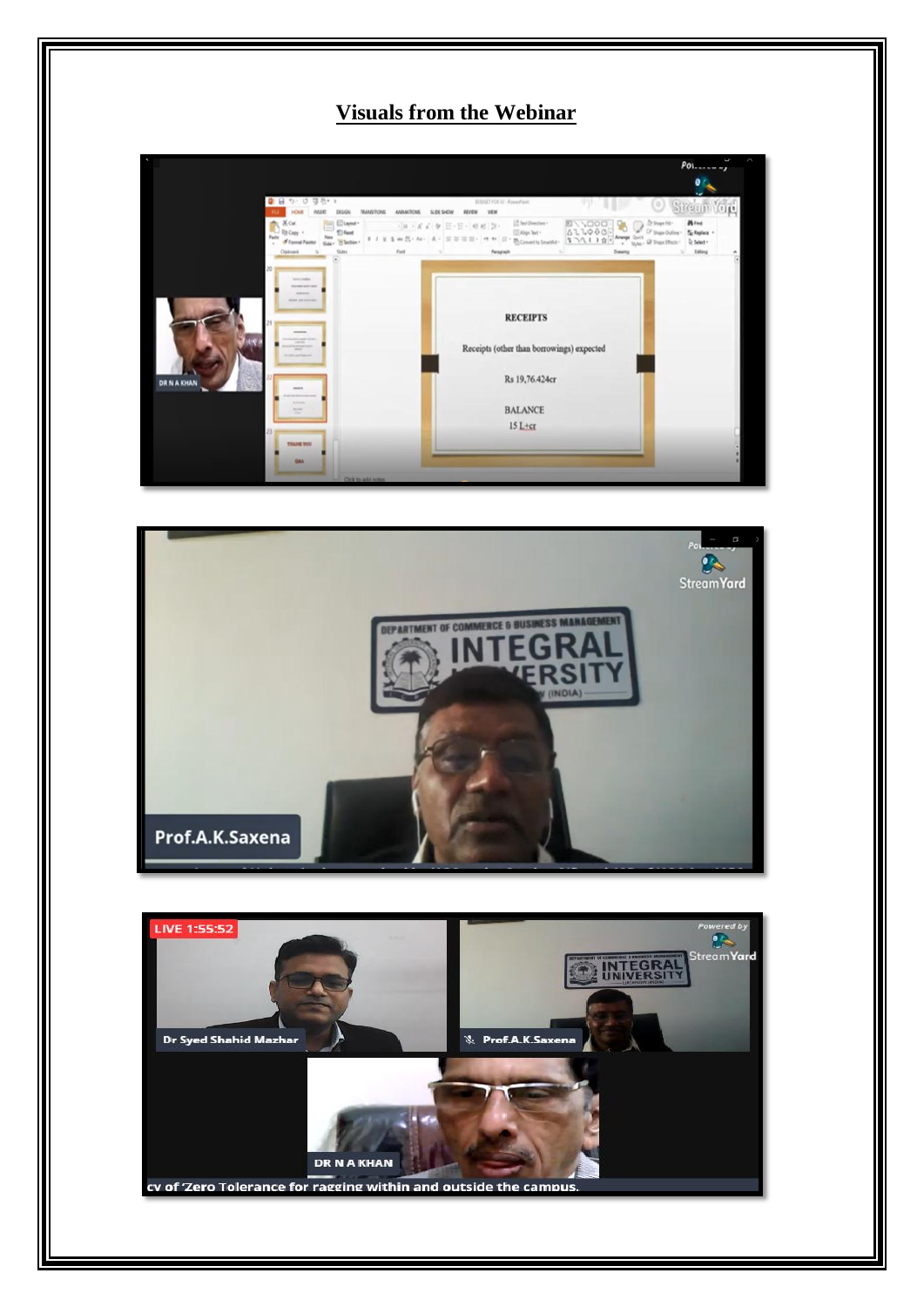## Visuals from the Webinar